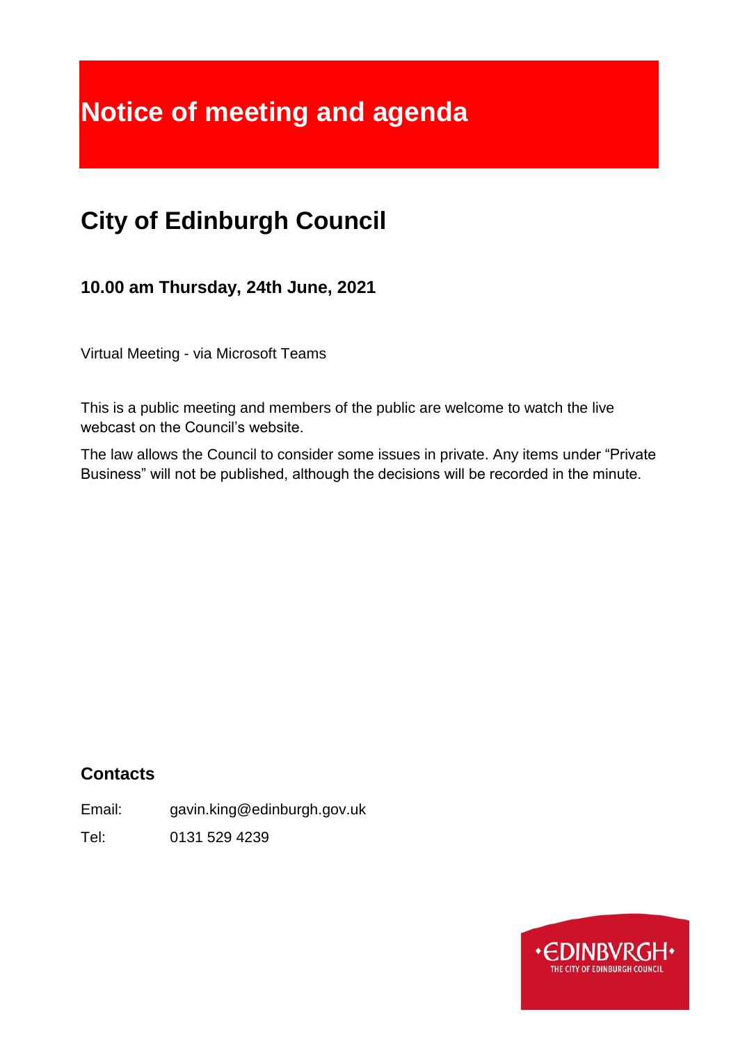# Notice of meeting and agenda

## City of Edinburgh Council

### 10.00 am Thursday, 24th June, 2021

Virtual Meeting - via Microsoft Teams

This is a public meeting and members of the public are welcome to watch the live webcast on the Council's website.

The law allows the Council to consider some issues in private. Any items under "Private Business" will not be published, although the decisions will be recorded in the minute.

### Contacts

Email: gavin.king@edinburgh.gov.uk

Tel: 0131 529 4239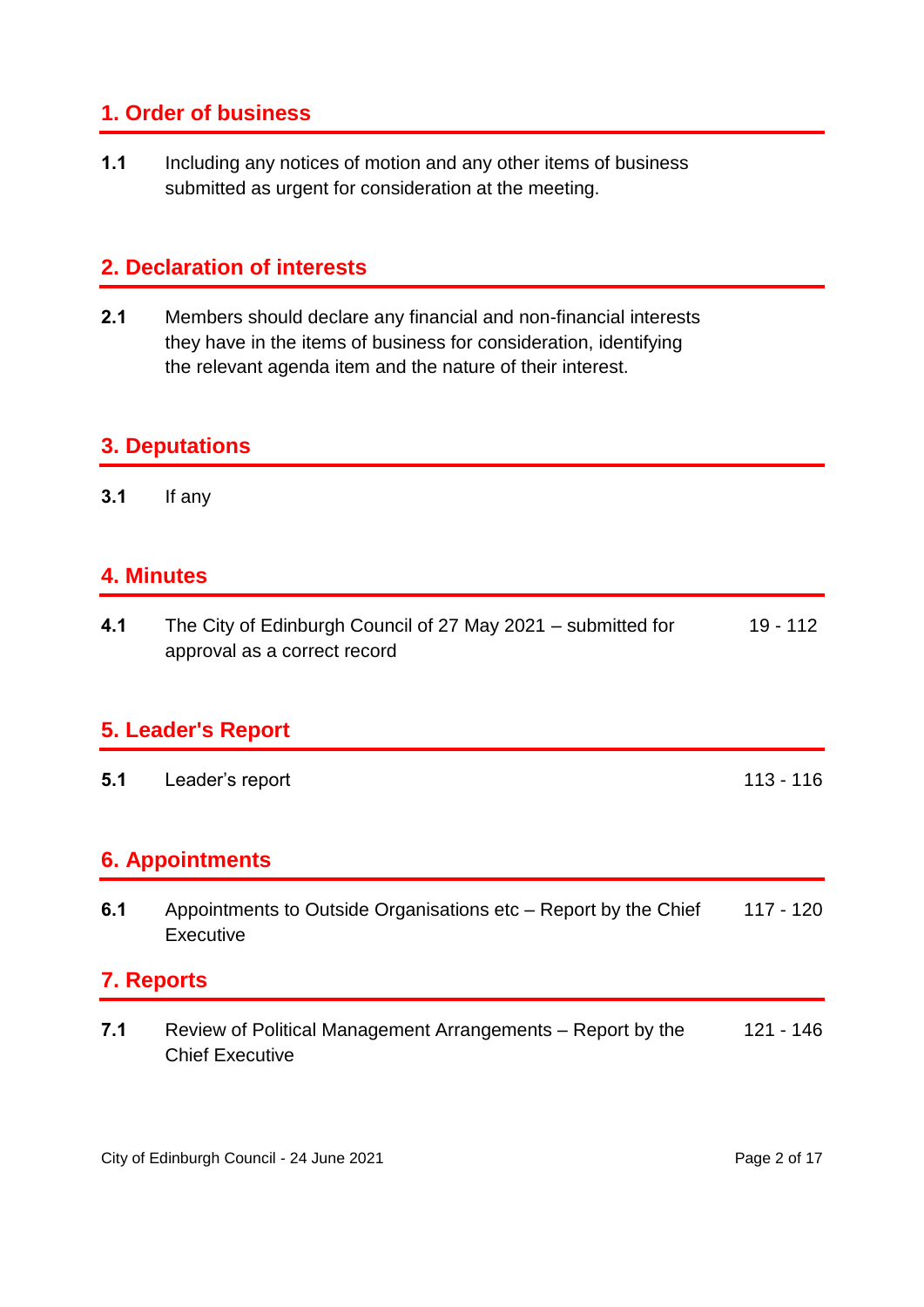## 1. Order of business

**1.1** Including any notices of motion and any other items of business submitted as urgent for consideration at the meeting.

## 2. Declaration of interests

**2.1** Members should declare any financial and non-financial interests they have in the items of business for consideration, identifying the relevant agenda item and the nature of their interest.

## 3. Deputations

**3.1** If any

## 4. Minutes

**4.1** The City of Edinburgh Council of 27 May 2021 – submitted for approval as a correct record — 19 - 112

## 5. Leader's Report

**5.1** Leader's report — 113 - 116

## 6. Appointments

**6.1** Appointments to Outside Organisations etc – Report by the Chief Executive — 117 - 120

## 7. Reports

**7.1** Review of Political Management Arrangements – Report by the Chief Executive — 121 - 146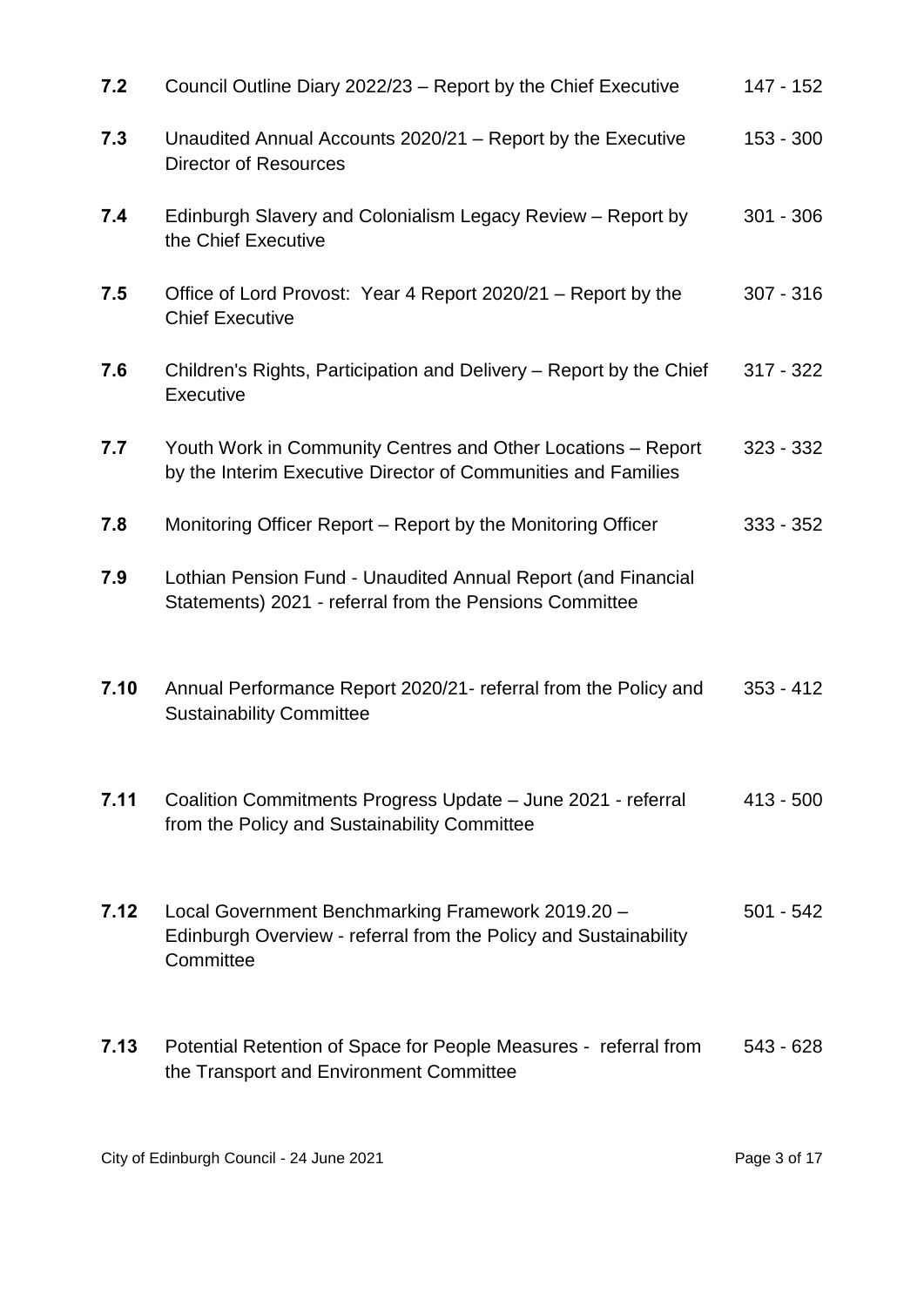| | | |
|---|---|---|
| **7.2** | Council Outline Diary 2022/23 – Report by the Chief Executive | 147 - 152 |
| **7.3** | Unaudited Annual Accounts 2020/21 – Report by the Executive Director of Resources | 153 - 300 |
| **7.4** | Edinburgh Slavery and Colonialism Legacy Review – Report by the Chief Executive | 301 - 306 |
| **7.5** | Office of Lord Provost: Year 4 Report 2020/21 – Report by the Chief Executive | 307 - 316 |
| **7.6** | Children's Rights, Participation and Delivery – Report by the Chief Executive | 317 - 322 |
| **7.7** | Youth Work in Community Centres and Other Locations – Report by the Interim Executive Director of Communities and Families | 323 - 332 |
| **7.8** | Monitoring Officer Report – Report by the Monitoring Officer | 333 - 352 |
| **7.9** | Lothian Pension Fund - Unaudited Annual Report (and Financial Statements) 2021 - referral from the Pensions Committee | |
| **7.10** | Annual Performance Report 2020/21- referral from the Policy and Sustainability Committee | 353 - 412 |
| **7.11** | Coalition Commitments Progress Update – June 2021 - referral from the Policy and Sustainability Committee | 413 - 500 |
| **7.12** | Local Government Benchmarking Framework 2019.20 – Edinburgh Overview - referral from the Policy and Sustainability Committee | 501 - 542 |
| **7.13** | Potential Retention of Space for People Measures - referral from the Transport and Environment Committee | 543 - 628 |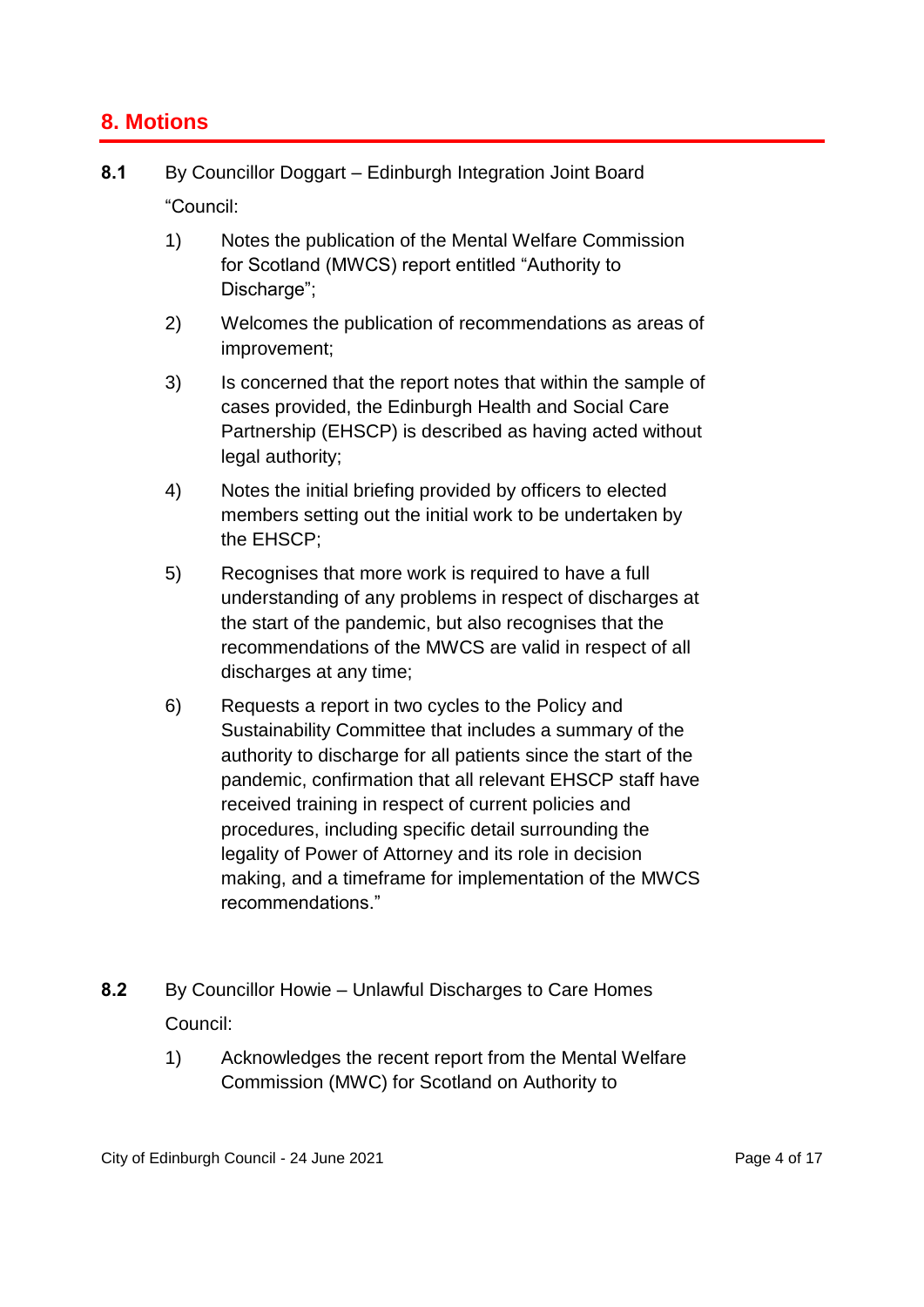## 8. Motions

**8.1** By Councillor Doggart – Edinburgh Integration Joint Board

"Council:

1) Notes the publication of the Mental Welfare Commission for Scotland (MWCS) report entitled "Authority to Discharge";

2) Welcomes the publication of recommendations as areas of improvement;

3) Is concerned that the report notes that within the sample of cases provided, the Edinburgh Health and Social Care Partnership (EHSCP) is described as having acted without legal authority;

4) Notes the initial briefing provided by officers to elected members setting out the initial work to be undertaken by the EHSCP;

5) Recognises that more work is required to have a full understanding of any problems in respect of discharges at the start of the pandemic, but also recognises that the recommendations of the MWCS are valid in respect of all discharges at any time;

6) Requests a report in two cycles to the Policy and Sustainability Committee that includes a summary of the authority to discharge for all patients since the start of the pandemic, confirmation that all relevant EHSCP staff have received training in respect of current policies and procedures, including specific detail surrounding the legality of Power of Attorney and its role in decision making, and a timeframe for implementation of the MWCS recommendations."

**8.2** By Councillor Howie – Unlawful Discharges to Care Homes

Council:

1) Acknowledges the recent report from the Mental Welfare Commission (MWC) for Scotland on Authority to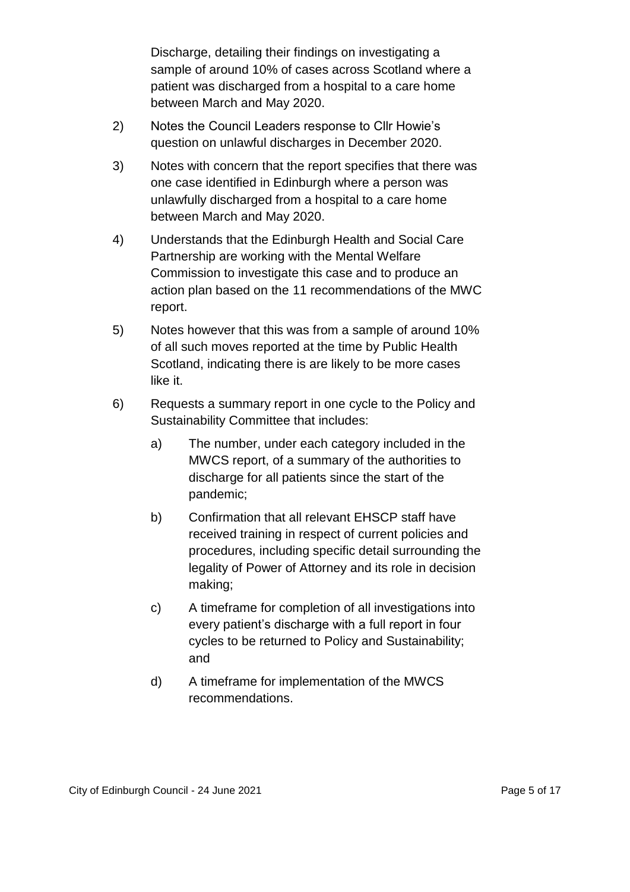Discharge, detailing their findings on investigating a sample of around 10% of cases across Scotland where a patient was discharged from a hospital to a care home between March and May 2020.

2) Notes the Council Leaders response to Cllr Howie's question on unlawful discharges in December 2020.

3) Notes with concern that the report specifies that there was one case identified in Edinburgh where a person was unlawfully discharged from a hospital to a care home between March and May 2020.

4) Understands that the Edinburgh Health and Social Care Partnership are working with the Mental Welfare Commission to investigate this case and to produce an action plan based on the 11 recommendations of the MWC report.

5) Notes however that this was from a sample of around 10% of all such moves reported at the time by Public Health Scotland, indicating there is are likely to be more cases like it.

6) Requests a summary report in one cycle to the Policy and Sustainability Committee that includes:

   a) The number, under each category included in the MWCS report, of a summary of the authorities to discharge for all patients since the start of the pandemic;

   b) Confirmation that all relevant EHSCP staff have received training in respect of current policies and procedures, including specific detail surrounding the legality of Power of Attorney and its role in decision making;

   c) A timeframe for completion of all investigations into every patient's discharge with a full report in four cycles to be returned to Policy and Sustainability; and

   d) A timeframe for implementation of the MWCS recommendations.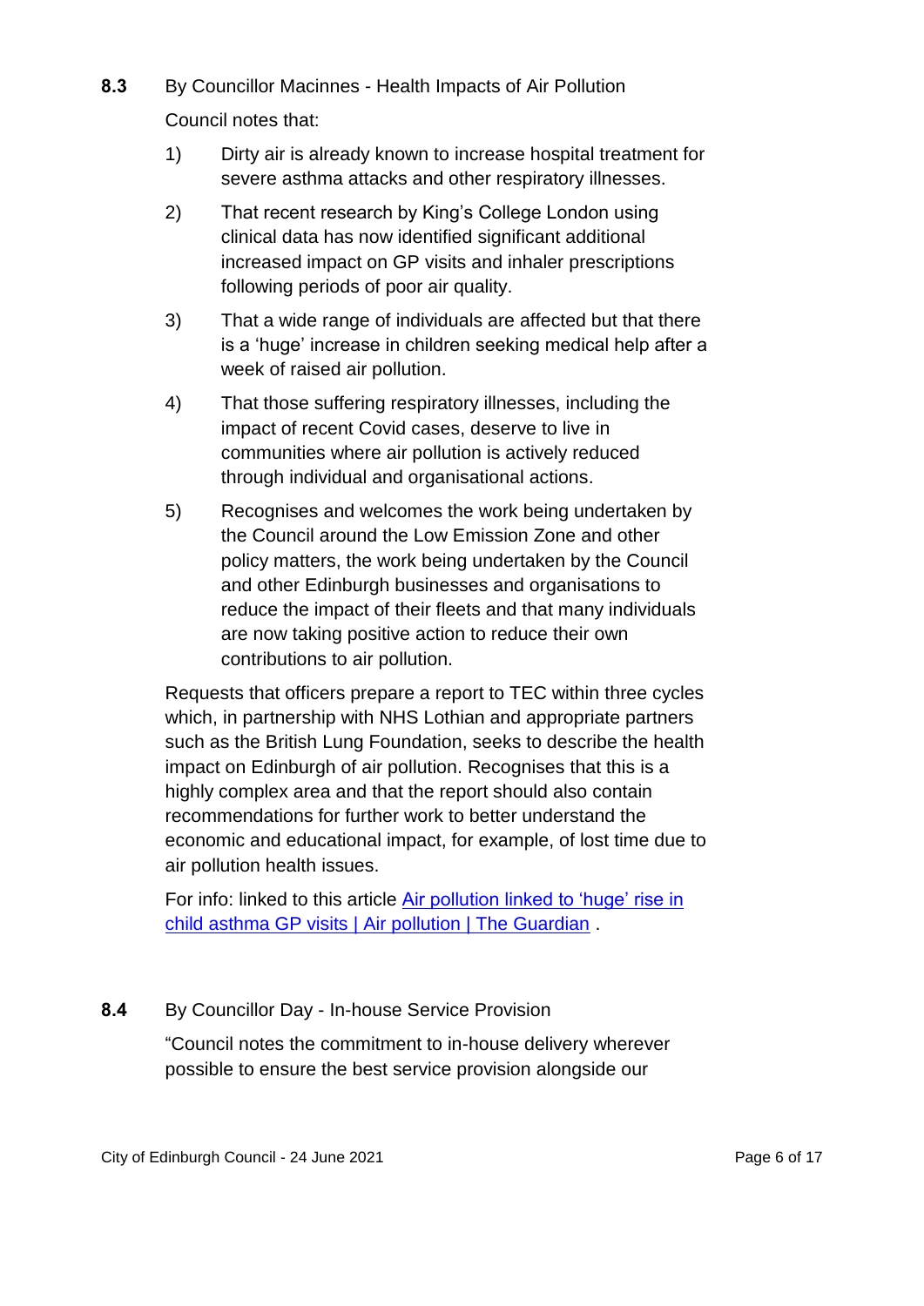**8.3** By Councillor Macinnes - Health Impacts of Air Pollution

Council notes that:

1) Dirty air is already known to increase hospital treatment for severe asthma attacks and other respiratory illnesses.

2) That recent research by King's College London using clinical data has now identified significant additional increased impact on GP visits and inhaler prescriptions following periods of poor air quality.

3) That a wide range of individuals are affected but that there is a 'huge' increase in children seeking medical help after a week of raised air pollution.

4) That those suffering respiratory illnesses, including the impact of recent Covid cases, deserve to live in communities where air pollution is actively reduced through individual and organisational actions.

5) Recognises and welcomes the work being undertaken by the Council around the Low Emission Zone and other policy matters, the work being undertaken by the Council and other Edinburgh businesses and organisations to reduce the impact of their fleets and that many individuals are now taking positive action to reduce their own contributions to air pollution.

Requests that officers prepare a report to TEC within three cycles which, in partnership with NHS Lothian and appropriate partners such as the British Lung Foundation, seeks to describe the health impact on Edinburgh of air pollution. Recognises that this is a highly complex area and that the report should also contain recommendations for further work to better understand the economic and educational impact, for example, of lost time due to air pollution health issues.

For info: linked to this article Air pollution linked to 'huge' rise in child asthma GP visits | Air pollution | The Guardian .

**8.4** By Councillor Day - In-house Service Provision

"Council notes the commitment to in-house delivery wherever possible to ensure the best service provision alongside our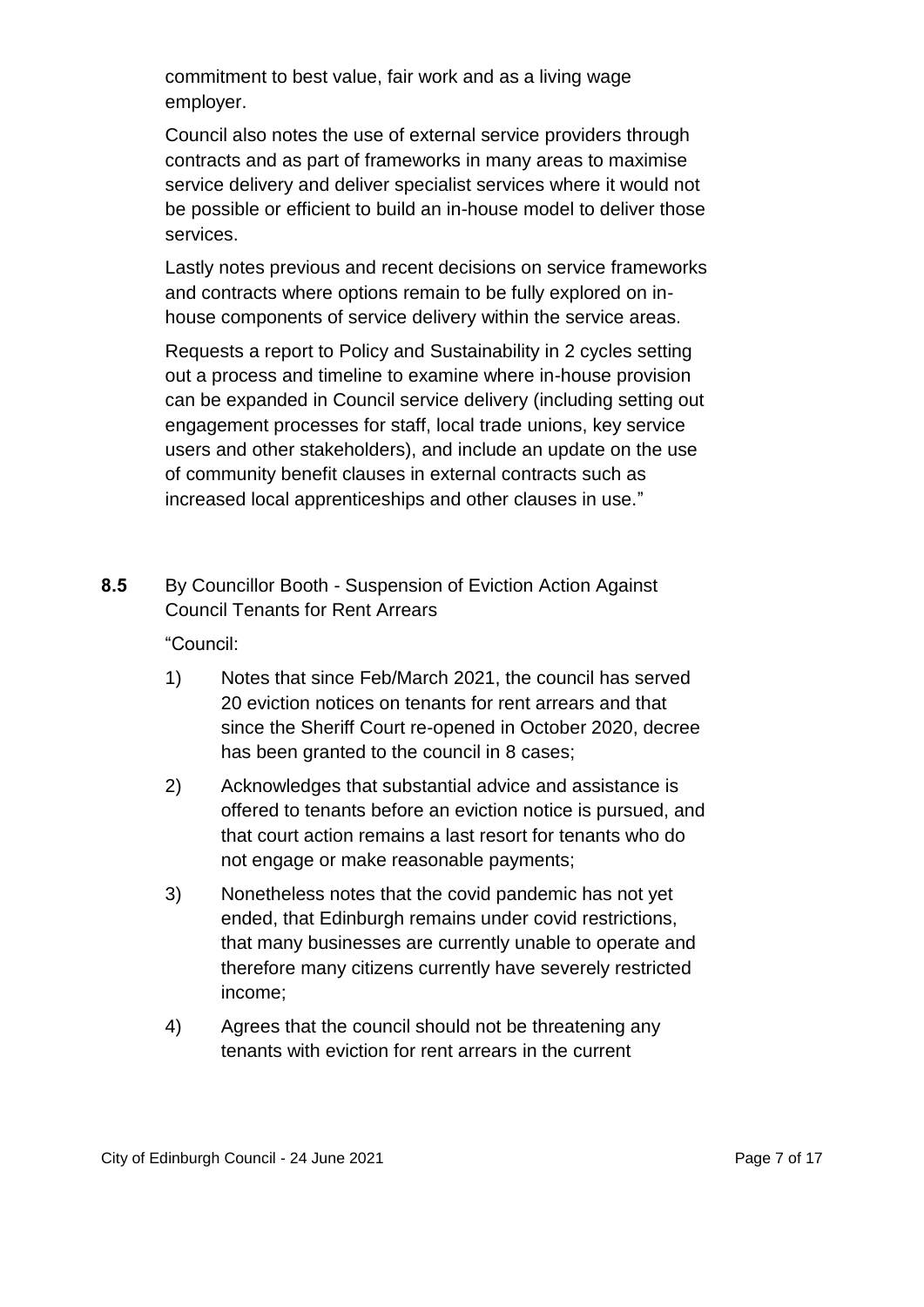commitment to best value, fair work and as a living wage employer.

Council also notes the use of external service providers through contracts and as part of frameworks in many areas to maximise service delivery and deliver specialist services where it would not be possible or efficient to build an in-house model to deliver those services.

Lastly notes previous and recent decisions on service frameworks and contracts where options remain to be fully explored on in-house components of service delivery within the service areas.

Requests a report to Policy and Sustainability in 2 cycles setting out a process and timeline to examine where in-house provision can be expanded in Council service delivery (including setting out engagement processes for staff, local trade unions, key service users and other stakeholders), and include an update on the use of community benefit clauses in external contracts such as increased local apprenticeships and other clauses in use."

**8.5** By Councillor Booth - Suspension of Eviction Action Against Council Tenants for Rent Arrears

"Council:

1) Notes that since Feb/March 2021, the council has served 20 eviction notices on tenants for rent arrears and that since the Sheriff Court re-opened in October 2020, decree has been granted to the council in 8 cases;

2) Acknowledges that substantial advice and assistance is offered to tenants before an eviction notice is pursued, and that court action remains a last resort for tenants who do not engage or make reasonable payments;

3) Nonetheless notes that the covid pandemic has not yet ended, that Edinburgh remains under covid restrictions, that many businesses are currently unable to operate and therefore many citizens currently have severely restricted income;

4) Agrees that the council should not be threatening any tenants with eviction for rent arrears in the current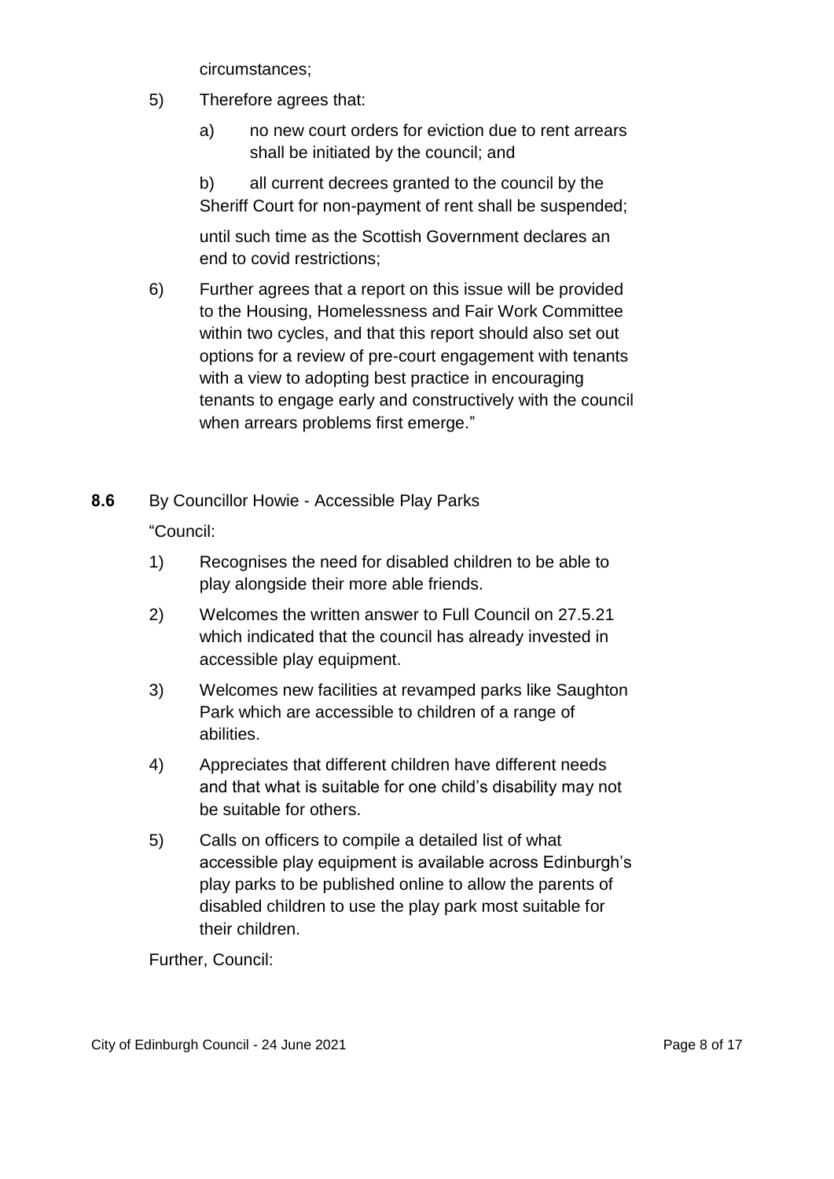circumstances;

5) Therefore agrees that:

   a) no new court orders for eviction due to rent arrears shall be initiated by the council; and

   b) all current decrees granted to the council by the Sheriff Court for non-payment of rent shall be suspended;

   until such time as the Scottish Government declares an end to covid restrictions;

6) Further agrees that a report on this issue will be provided to the Housing, Homelessness and Fair Work Committee within two cycles, and that this report should also set out options for a review of pre-court engagement with tenants with a view to adopting best practice in encouraging tenants to engage early and constructively with the council when arrears problems first emerge."

**8.6** By Councillor Howie - Accessible Play Parks

"Council:

1) Recognises the need for disabled children to be able to play alongside their more able friends.

2) Welcomes the written answer to Full Council on 27.5.21 which indicated that the council has already invested in accessible play equipment.

3) Welcomes new facilities at revamped parks like Saughton Park which are accessible to children of a range of abilities.

4) Appreciates that different children have different needs and that what is suitable for one child's disability may not be suitable for others.

5) Calls on officers to compile a detailed list of what accessible play equipment is available across Edinburgh's play parks to be published online to allow the parents of disabled children to use the play park most suitable for their children.

Further, Council: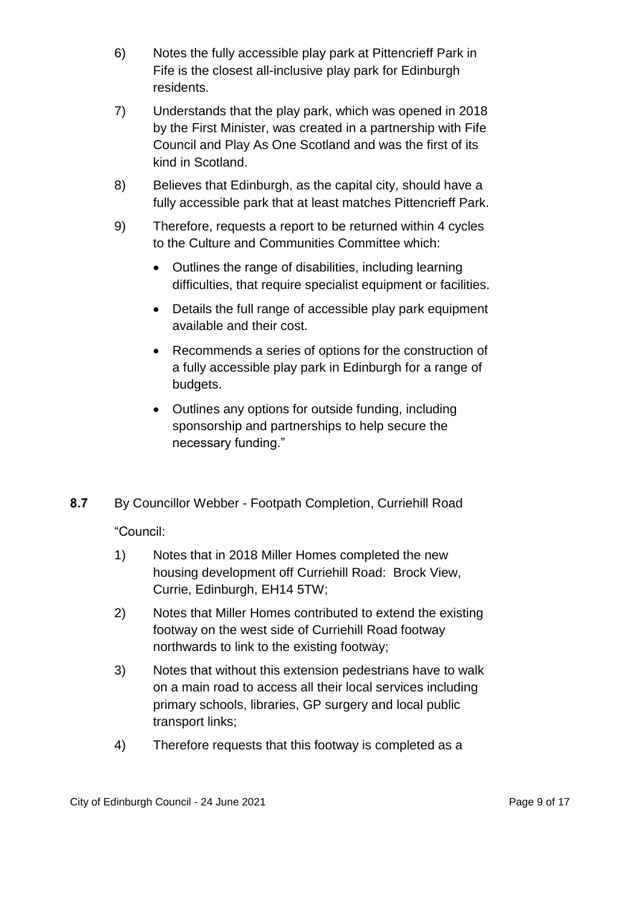6) Notes the fully accessible play park at Pittencrieff Park in Fife is the closest all-inclusive play park for Edinburgh residents.

7) Understands that the play park, which was opened in 2018 by the First Minister, was created in a partnership with Fife Council and Play As One Scotland and was the first of its kind in Scotland.

8) Believes that Edinburgh, as the capital city, should have a fully accessible park that at least matches Pittencrieff Park.

9) Therefore, requests a report to be returned within 4 cycles to the Culture and Communities Committee which:

   - Outlines the range of disabilities, including learning difficulties, that require specialist equipment or facilities.
   - Details the full range of accessible play park equipment available and their cost.
   - Recommends a series of options for the construction of a fully accessible play park in Edinburgh for a range of budgets.
   - Outlines any options for outside funding, including sponsorship and partnerships to help secure the necessary funding."

**8.7** By Councillor Webber - Footpath Completion, Curriehill Road

"Council:

1) Notes that in 2018 Miller Homes completed the new housing development off Curriehill Road: Brock View, Currie, Edinburgh, EH14 5TW;

2) Notes that Miller Homes contributed to extend the existing footway on the west side of Curriehill Road footway northwards to link to the existing footway;

3) Notes that without this extension pedestrians have to walk on a main road to access all their local services including primary schools, libraries, GP surgery and local public transport links;

4) Therefore requests that this footway is completed as a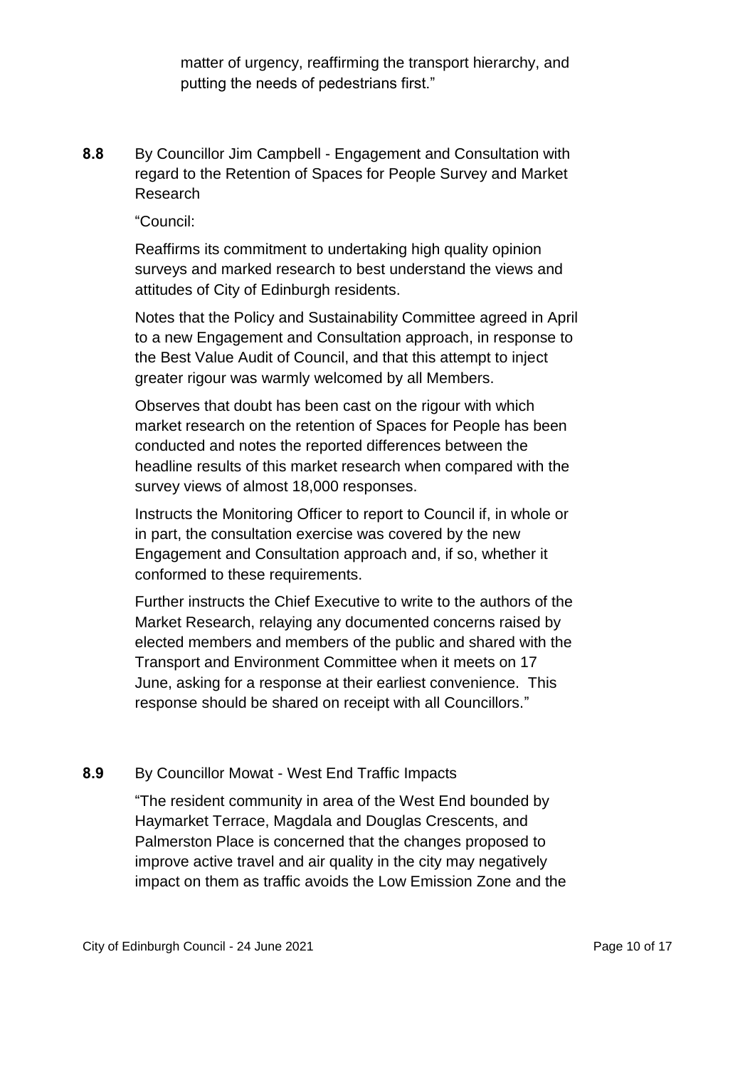matter of urgency, reaffirming the transport hierarchy, and putting the needs of pedestrians first."

**8.8** By Councillor Jim Campbell - Engagement and Consultation with regard to the Retention of Spaces for People Survey and Market Research

"Council:

Reaffirms its commitment to undertaking high quality opinion surveys and marked research to best understand the views and attitudes of City of Edinburgh residents.

Notes that the Policy and Sustainability Committee agreed in April to a new Engagement and Consultation approach, in response to the Best Value Audit of Council, and that this attempt to inject greater rigour was warmly welcomed by all Members.

Observes that doubt has been cast on the rigour with which market research on the retention of Spaces for People has been conducted and notes the reported differences between the headline results of this market research when compared with the survey views of almost 18,000 responses.

Instructs the Monitoring Officer to report to Council if, in whole or in part, the consultation exercise was covered by the new Engagement and Consultation approach and, if so, whether it conformed to these requirements.

Further instructs the Chief Executive to write to the authors of the Market Research, relaying any documented concerns raised by elected members and members of the public and shared with the Transport and Environment Committee when it meets on 17 June, asking for a response at their earliest convenience. This response should be shared on receipt with all Councillors."

**8.9** By Councillor Mowat - West End Traffic Impacts

"The resident community in area of the West End bounded by Haymarket Terrace, Magdala and Douglas Crescents, and Palmerston Place is concerned that the changes proposed to improve active travel and air quality in the city may negatively impact on them as traffic avoids the Low Emission Zone and the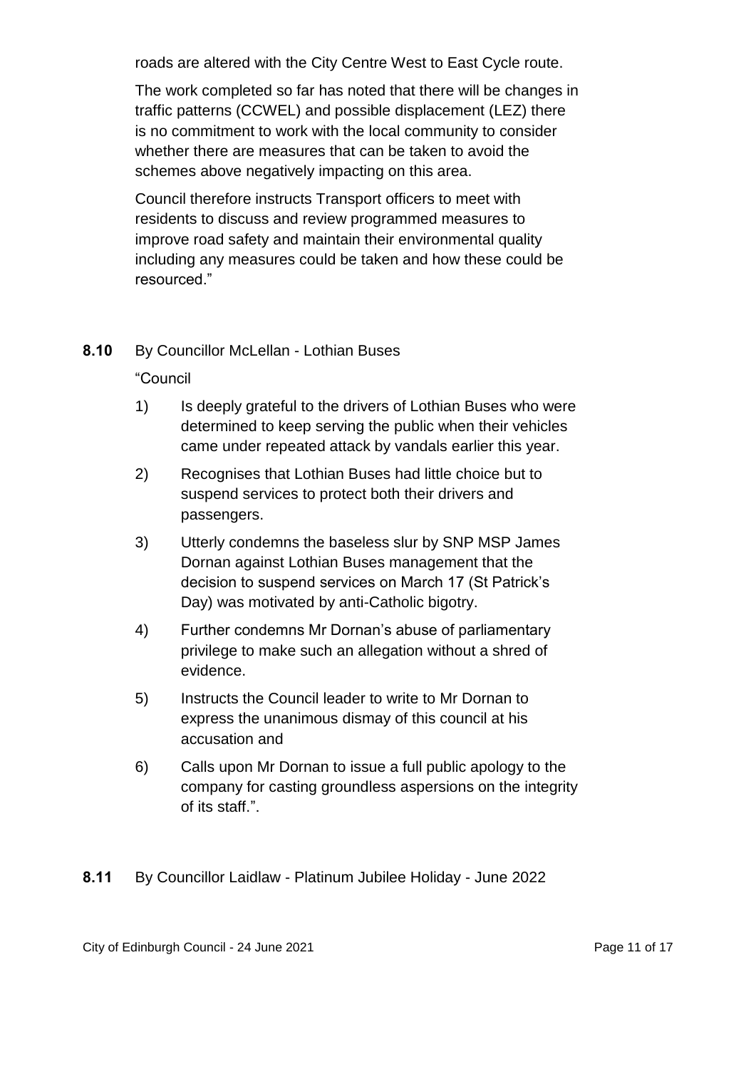roads are altered with the City Centre West to East Cycle route.

The work completed so far has noted that there will be changes in traffic patterns (CCWEL) and possible displacement (LEZ) there is no commitment to work with the local community to consider whether there are measures that can be taken to avoid the schemes above negatively impacting on this area.

Council therefore instructs Transport officers to meet with residents to discuss and review programmed measures to improve road safety and maintain their environmental quality including any measures could be taken and how these could be resourced."

**8.10** By Councillor McLellan - Lothian Buses

"Council

1) Is deeply grateful to the drivers of Lothian Buses who were determined to keep serving the public when their vehicles came under repeated attack by vandals earlier this year.

2) Recognises that Lothian Buses had little choice but to suspend services to protect both their drivers and passengers.

3) Utterly condemns the baseless slur by SNP MSP James Dornan against Lothian Buses management that the decision to suspend services on March 17 (St Patrick's Day) was motivated by anti-Catholic bigotry.

4) Further condemns Mr Dornan's abuse of parliamentary privilege to make such an allegation without a shred of evidence.

5) Instructs the Council leader to write to Mr Dornan to express the unanimous dismay of this council at his accusation and

6) Calls upon Mr Dornan to issue a full public apology to the company for casting groundless aspersions on the integrity of its staff.".

**8.11** By Councillor Laidlaw - Platinum Jubilee Holiday - June 2022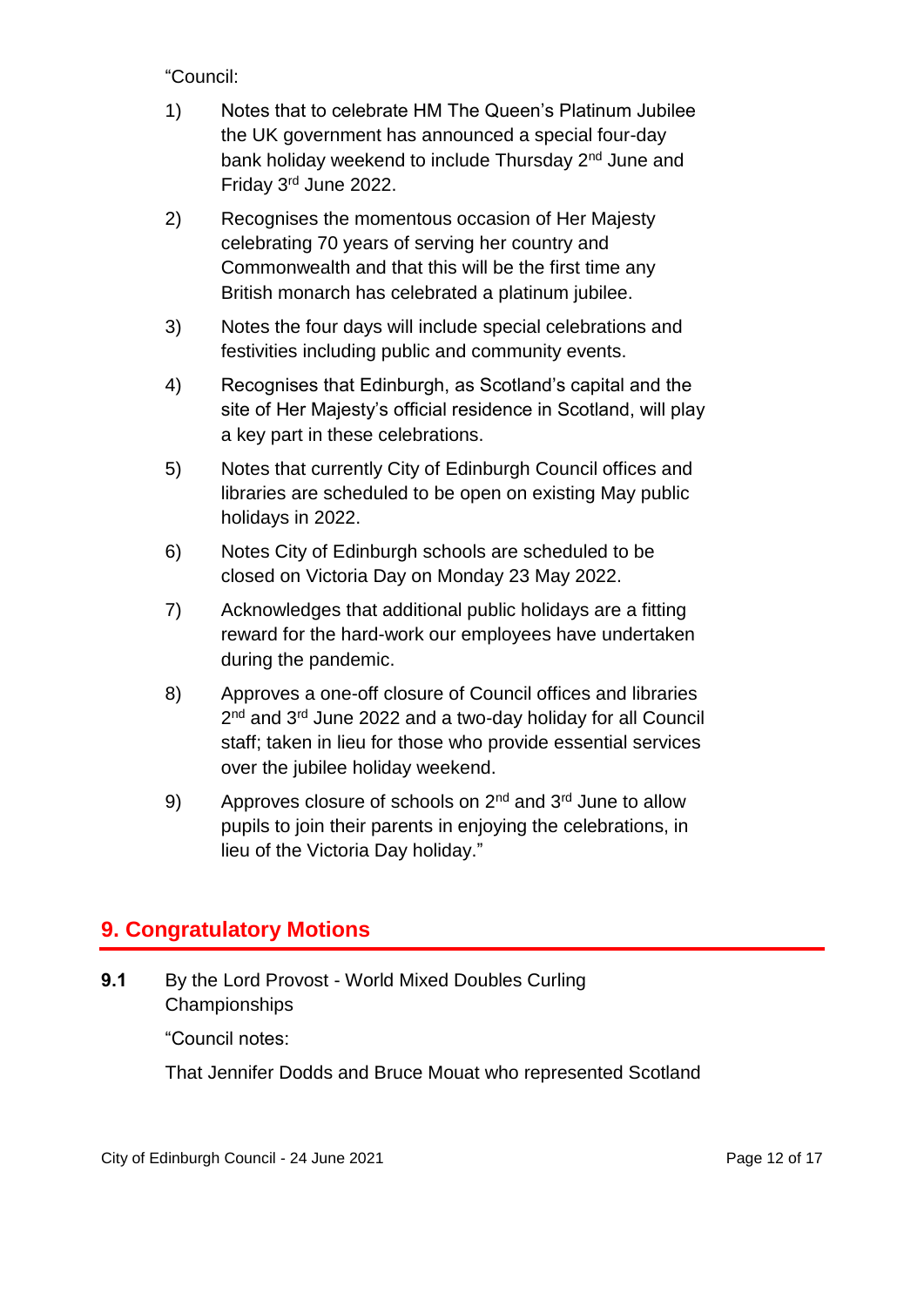"Council:

1) Notes that to celebrate HM The Queen's Platinum Jubilee the UK government has announced a special four-day bank holiday weekend to include Thursday 2nd June and Friday 3rd June 2022.

2) Recognises the momentous occasion of Her Majesty celebrating 70 years of serving her country and Commonwealth and that this will be the first time any British monarch has celebrated a platinum jubilee.

3) Notes the four days will include special celebrations and festivities including public and community events.

4) Recognises that Edinburgh, as Scotland's capital and the site of Her Majesty's official residence in Scotland, will play a key part in these celebrations.

5) Notes that currently City of Edinburgh Council offices and libraries are scheduled to be open on existing May public holidays in 2022.

6) Notes City of Edinburgh schools are scheduled to be closed on Victoria Day on Monday 23 May 2022.

7) Acknowledges that additional public holidays are a fitting reward for the hard-work our employees have undertaken during the pandemic.

8) Approves a one-off closure of Council offices and libraries 2nd and 3rd June 2022 and a two-day holiday for all Council staff; taken in lieu for those who provide essential services over the jubilee holiday weekend.

9) Approves closure of schools on 2nd and 3rd June to allow pupils to join their parents in enjoying the celebrations, in lieu of the Victoria Day holiday."

## 9. Congratulatory Motions

**9.1** By the Lord Provost - World Mixed Doubles Curling Championships

"Council notes:

That Jennifer Dodds and Bruce Mouat who represented Scotland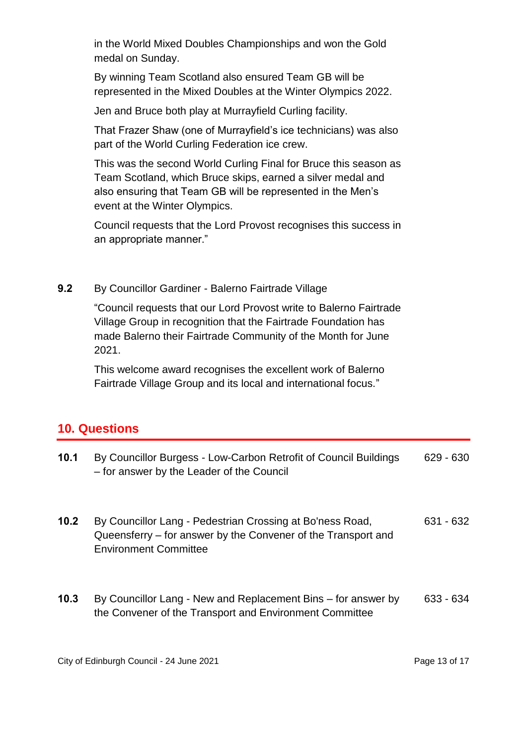in the World Mixed Doubles Championships and won the Gold medal on Sunday.

By winning Team Scotland also ensured Team GB will be represented in the Mixed Doubles at the Winter Olympics 2022.

Jen and Bruce both play at Murrayfield Curling facility.

That Frazer Shaw (one of Murrayfield's ice technicians) was also part of the World Curling Federation ice crew.

This was the second World Curling Final for Bruce this season as Team Scotland, which Bruce skips, earned a silver medal and also ensuring that Team GB will be represented in the Men's event at the Winter Olympics.

Council requests that the Lord Provost recognises this success in an appropriate manner."

**9.2** By Councillor Gardiner - Balerno Fairtrade Village

"Council requests that our Lord Provost write to Balerno Fairtrade Village Group in recognition that the Fairtrade Foundation has made Balerno their Fairtrade Community of the Month for June 2021.

This welcome award recognises the excellent work of Balerno Fairtrade Village Group and its local and international focus."

## 10. Questions

| | | |
|---|---|---|
| **10.1** | By Councillor Burgess - Low-Carbon Retrofit of Council Buildings – for answer by the Leader of the Council | 629 - 630 |
| **10.2** | By Councillor Lang - Pedestrian Crossing at Bo'ness Road, Queensferry – for answer by the Convener of the Transport and Environment Committee | 631 - 632 |
| **10.3** | By Councillor Lang - New and Replacement Bins – for answer by the Convener of the Transport and Environment Committee | 633 - 634 |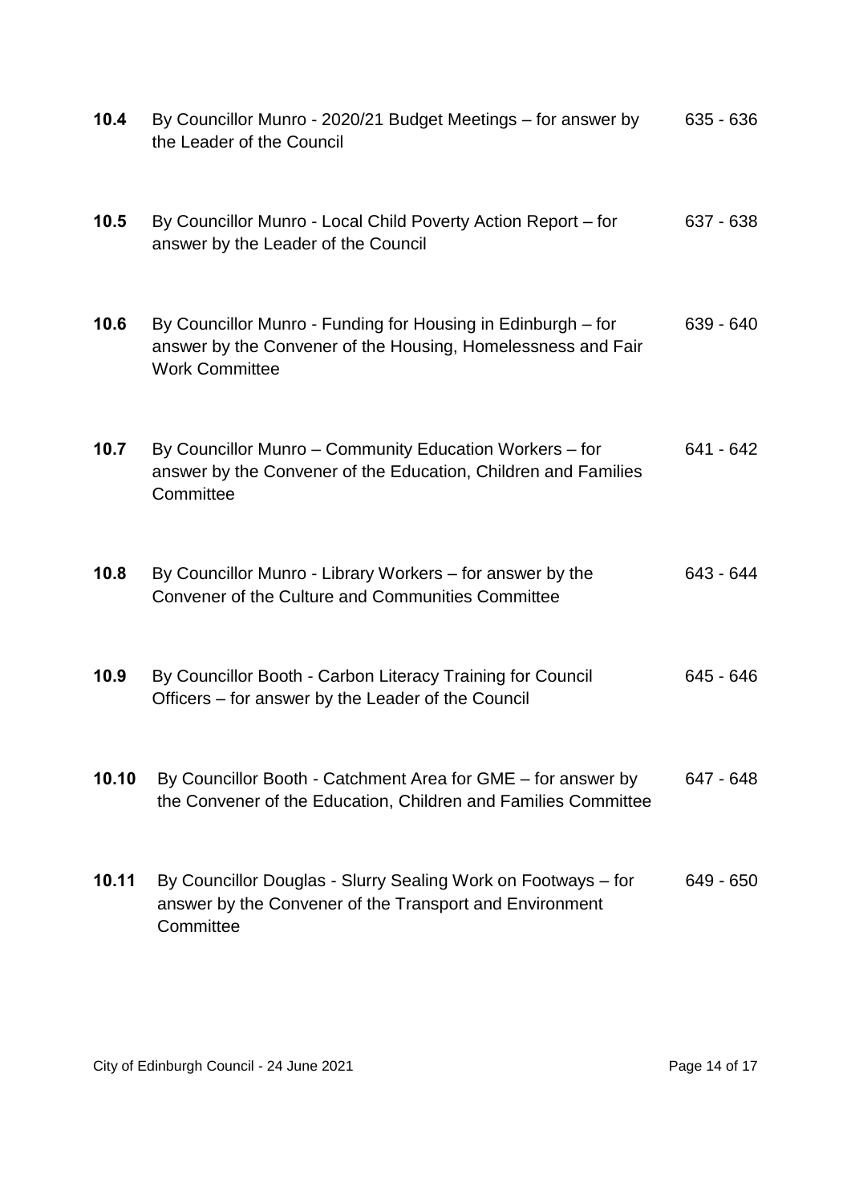| | | |
|---|---|---|
| **10.4** | By Councillor Munro - 2020/21 Budget Meetings – for answer by the Leader of the Council | 635 - 636 |
| **10.5** | By Councillor Munro - Local Child Poverty Action Report – for answer by the Leader of the Council | 637 - 638 |
| **10.6** | By Councillor Munro - Funding for Housing in Edinburgh – for answer by the Convener of the Housing, Homelessness and Fair Work Committee | 639 - 640 |
| **10.7** | By Councillor Munro – Community Education Workers – for answer by the Convener of the Education, Children and Families Committee | 641 - 642 |
| **10.8** | By Councillor Munro - Library Workers – for answer by the Convener of the Culture and Communities Committee | 643 - 644 |
| **10.9** | By Councillor Booth - Carbon Literacy Training for Council Officers – for answer by the Leader of the Council | 645 - 646 |
| **10.10** | By Councillor Booth - Catchment Area for GME – for answer by the Convener of the Education, Children and Families Committee | 647 - 648 |
| **10.11** | By Councillor Douglas - Slurry Sealing Work on Footways – for answer by the Convener of the Transport and Environment Committee | 649 - 650 |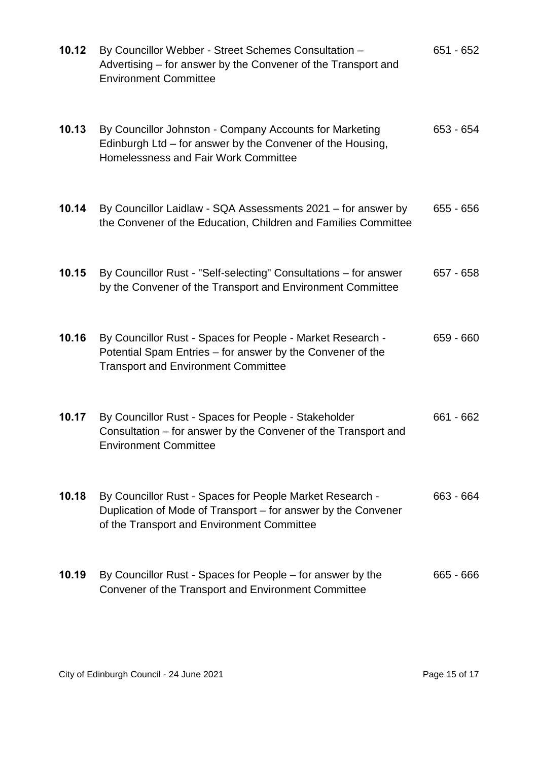| | | |
|---|---|---|
| **10.12** | By Councillor Webber - Street Schemes Consultation – Advertising – for answer by the Convener of the Transport and Environment Committee | 651 - 652 |
| **10.13** | By Councillor Johnston - Company Accounts for Marketing Edinburgh Ltd – for answer by the Convener of the Housing, Homelessness and Fair Work Committee | 653 - 654 |
| **10.14** | By Councillor Laidlaw - SQA Assessments 2021 – for answer by the Convener of the Education, Children and Families Committee | 655 - 656 |
| **10.15** | By Councillor Rust - "Self-selecting" Consultations – for answer by the Convener of the Transport and Environment Committee | 657 - 658 |
| **10.16** | By Councillor Rust - Spaces for People - Market Research - Potential Spam Entries – for answer by the Convener of the Transport and Environment Committee | 659 - 660 |
| **10.17** | By Councillor Rust - Spaces for People - Stakeholder Consultation – for answer by the Convener of the Transport and Environment Committee | 661 - 662 |
| **10.18** | By Councillor Rust - Spaces for People Market Research - Duplication of Mode of Transport – for answer by the Convener of the Transport and Environment Committee | 663 - 664 |
| **10.19** | By Councillor Rust - Spaces for People – for answer by the Convener of the Transport and Environment Committee | 665 - 666 |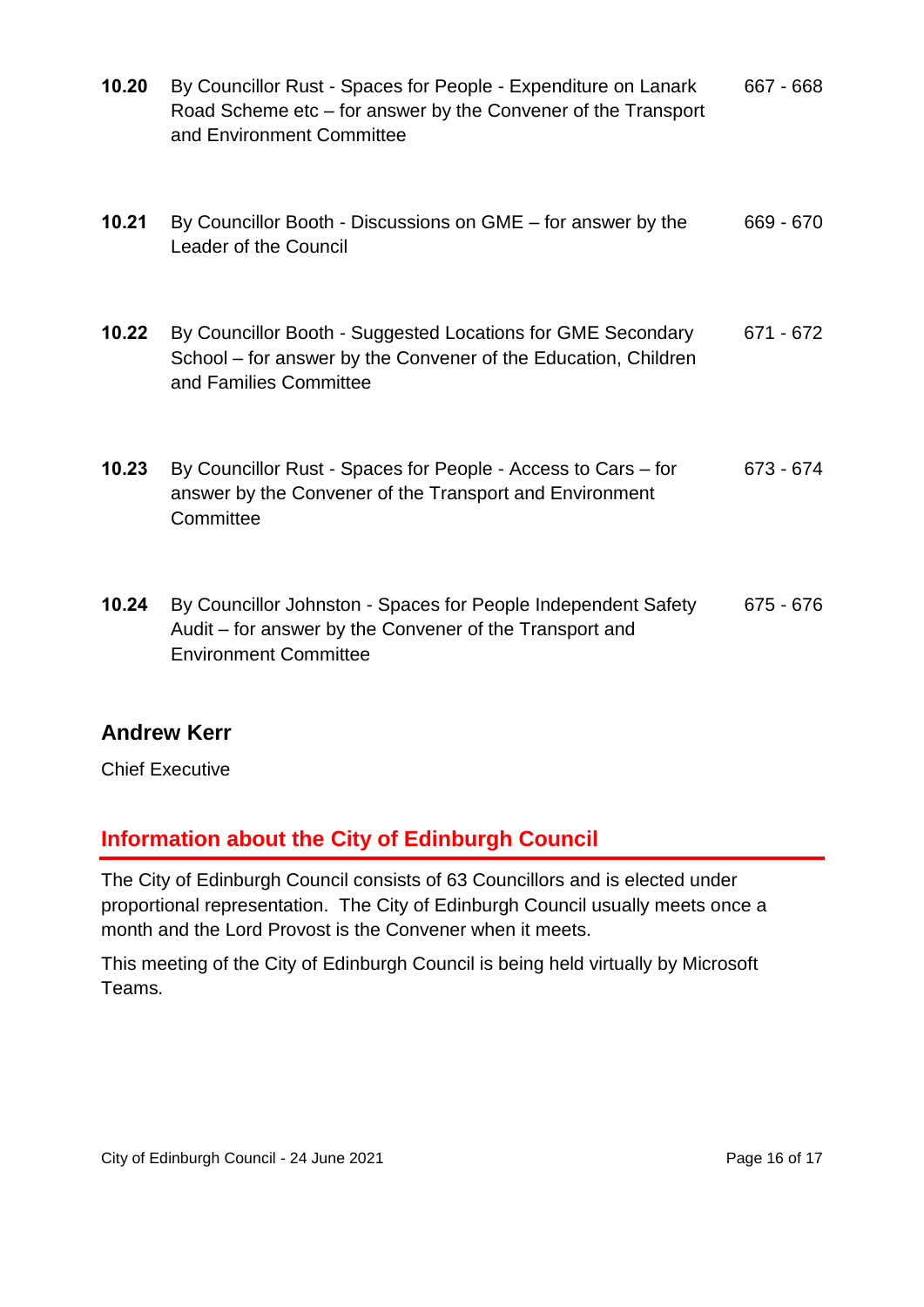| | | |
|---|---|---|
| **10.20** | By Councillor Rust - Spaces for People - Expenditure on Lanark Road Scheme etc – for answer by the Convener of the Transport and Environment Committee | 667 - 668 |
| **10.21** | By Councillor Booth - Discussions on GME – for answer by the Leader of the Council | 669 - 670 |
| **10.22** | By Councillor Booth - Suggested Locations for GME Secondary School – for answer by the Convener of the Education, Children and Families Committee | 671 - 672 |
| **10.23** | By Councillor Rust - Spaces for People - Access to Cars – for answer by the Convener of the Transport and Environment Committee | 673 - 674 |
| **10.24** | By Councillor Johnston - Spaces for People Independent Safety Audit – for answer by the Convener of the Transport and Environment Committee | 675 - 676 |

**Andrew Kerr**

Chief Executive

## Information about the City of Edinburgh Council

The City of Edinburgh Council consists of 63 Councillors and is elected under proportional representation. The City of Edinburgh Council usually meets once a month and the Lord Provost is the Convener when it meets.

This meeting of the City of Edinburgh Council is being held virtually by Microsoft Teams.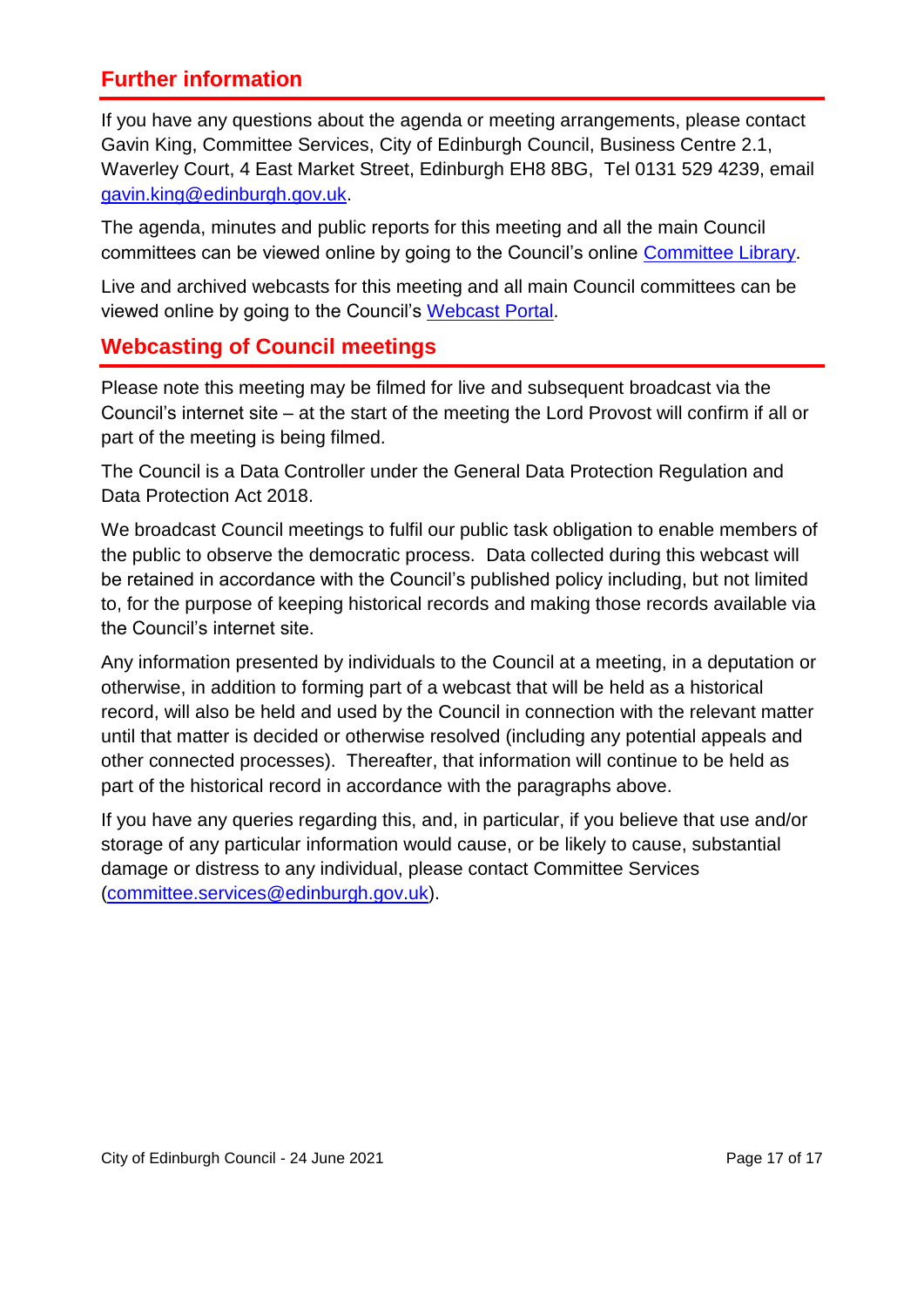## Further information

If you have any questions about the agenda or meeting arrangements, please contact Gavin King, Committee Services, City of Edinburgh Council, Business Centre 2.1, Waverley Court, 4 East Market Street, Edinburgh EH8 8BG, Tel 0131 529 4239, email gavin.king@edinburgh.gov.uk.

The agenda, minutes and public reports for this meeting and all the main Council committees can be viewed online by going to the Council's online Committee Library.

Live and archived webcasts for this meeting and all main Council committees can be viewed online by going to the Council's Webcast Portal.

## Webcasting of Council meetings

Please note this meeting may be filmed for live and subsequent broadcast via the Council's internet site – at the start of the meeting the Lord Provost will confirm if all or part of the meeting is being filmed.

The Council is a Data Controller under the General Data Protection Regulation and Data Protection Act 2018.

We broadcast Council meetings to fulfil our public task obligation to enable members of the public to observe the democratic process. Data collected during this webcast will be retained in accordance with the Council's published policy including, but not limited to, for the purpose of keeping historical records and making those records available via the Council's internet site.

Any information presented by individuals to the Council at a meeting, in a deputation or otherwise, in addition to forming part of a webcast that will be held as a historical record, will also be held and used by the Council in connection with the relevant matter until that matter is decided or otherwise resolved (including any potential appeals and other connected processes). Thereafter, that information will continue to be held as part of the historical record in accordance with the paragraphs above.

If you have any queries regarding this, and, in particular, if you believe that use and/or storage of any particular information would cause, or be likely to cause, substantial damage or distress to any individual, please contact Committee Services (committee.services@edinburgh.gov.uk).